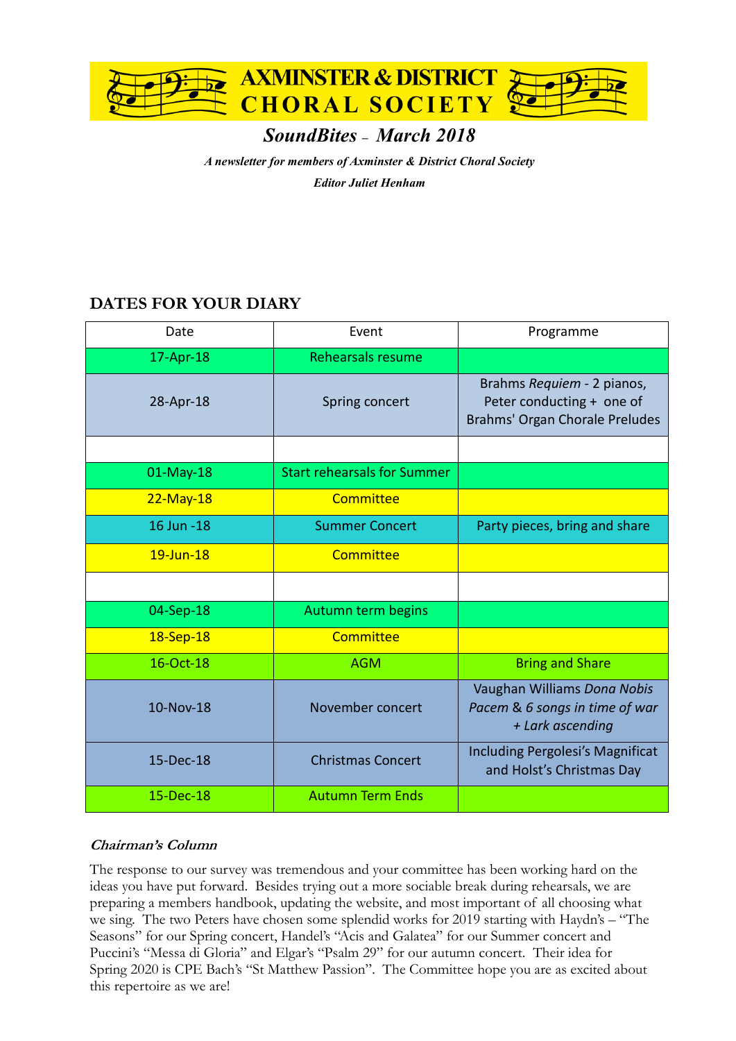# AXMINSTER & DISTRICT CHORAL SOCIETY

## *SoundBites – March 2018*

***A newsletter for members of Axminster & District Choral Society***

***Editor Juliet Henham***

## DATES FOR YOUR DIARY

| Date | Event | Programme |
|---|---|---|
| 17-Apr-18 | Rehearsals resume | |
| 28-Apr-18 | Spring concert | Brahms *Requiem* - 2 pianos, Peter conducting + one of Brahms' Organ Chorale Preludes |
| | | |
| 01-May-18 | Start rehearsals for Summer | |
| 22-May-18 | Committee | |
| 16 Jun -18 | Summer Concert | Party pieces, bring and share |
| 19-Jun-18 | Committee | |
| | | |
| 04-Sep-18 | Autumn term begins | |
| 18-Sep-18 | Committee | |
| 16-Oct-18 | AGM | Bring and Share |
| 10-Nov-18 | November concert | Vaughan Williams *Dona Nobis Pacem* & *6 songs in time of war + Lark ascending* |
| 15-Dec-18 | Christmas Concert | Including Pergolesi's Magnificat and Holst's Christmas Day |
| 15-Dec-18 | Autumn Term Ends | |

### *Chairman's Column*

The response to our survey was tremendous and your committee has been working hard on the ideas you have put forward. Besides trying out a more sociable break during rehearsals, we are preparing a members handbook, updating the website, and most important of all choosing what we sing. The two Peters have chosen some splendid works for 2019 starting with Haydn's – "The Seasons" for our Spring concert, Handel's "Acis and Galatea" for our Summer concert and Puccini's "Messa di Gloria" and Elgar's "Psalm 29" for our autumn concert. Their idea for Spring 2020 is CPE Bach's "St Matthew Passion". The Committee hope you are as excited about this repertoire as we are!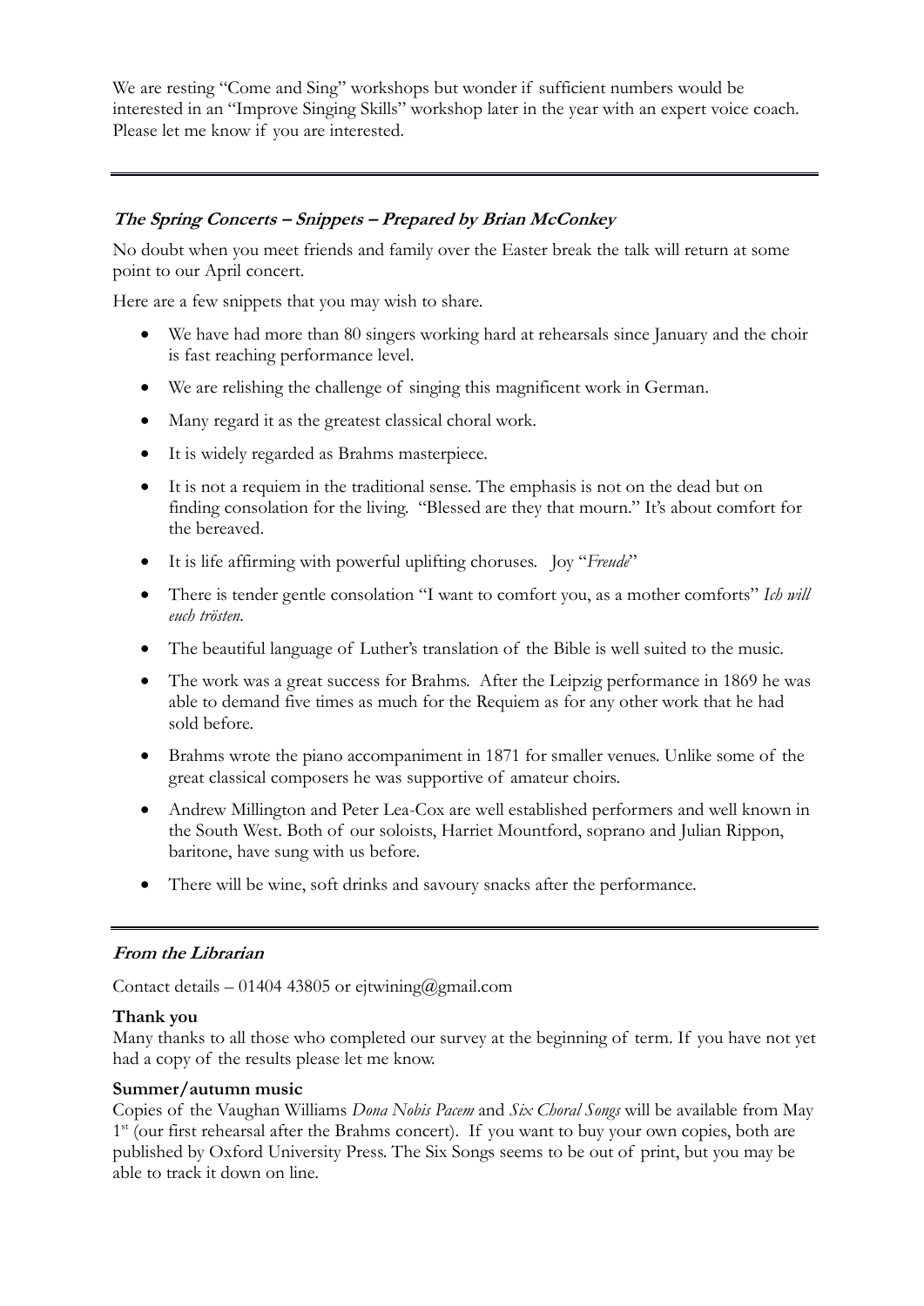We are resting "Come and Sing" workshops but wonder if sufficient numbers would be interested in an "Improve Singing Skills" workshop later in the year with an expert voice coach. Please let me know if you are interested.

---

### *The Spring Concerts – Snippets – Prepared by Brian McConkey*

No doubt when you meet friends and family over the Easter break the talk will return at some point to our April concert.

Here are a few snippets that you may wish to share.

- We have had more than 80 singers working hard at rehearsals since January and the choir is fast reaching performance level.
- We are relishing the challenge of singing this magnificent work in German.
- Many regard it as the greatest classical choral work.
- It is widely regarded as Brahms masterpiece.
- It is not a requiem in the traditional sense. The emphasis is not on the dead but on finding consolation for the living. "Blessed are they that mourn." It's about comfort for the bereaved.
- It is life affirming with powerful uplifting choruses. Joy "*Freude*"
- There is tender gentle consolation "I want to comfort you, as a mother comforts" *Ich will euch trösten*.
- The beautiful language of Luther's translation of the Bible is well suited to the music.
- The work was a great success for Brahms. After the Leipzig performance in 1869 he was able to demand five times as much for the Requiem as for any other work that he had sold before.
- Brahms wrote the piano accompaniment in 1871 for smaller venues. Unlike some of the great classical composers he was supportive of amateur choirs.
- Andrew Millington and Peter Lea-Cox are well established performers and well known in the South West. Both of our soloists, Harriet Mountford, soprano and Julian Rippon, baritone, have sung with us before.
- There will be wine, soft drinks and savoury snacks after the performance.

---

### *From the Librarian*

Contact details – 01404 43805 or ejtwining@gmail.com

**Thank you**

Many thanks to all those who completed our survey at the beginning of term. If you have not yet had a copy of the results please let me know.

**Summer/autumn music**

Copies of the Vaughan Williams *Dona Nobis Pacem* and *Six Choral Songs* will be available from May 1st (our first rehearsal after the Brahms concert). If you want to buy your own copies, both are published by Oxford University Press. The Six Songs seems to be out of print, but you may be able to track it down on line.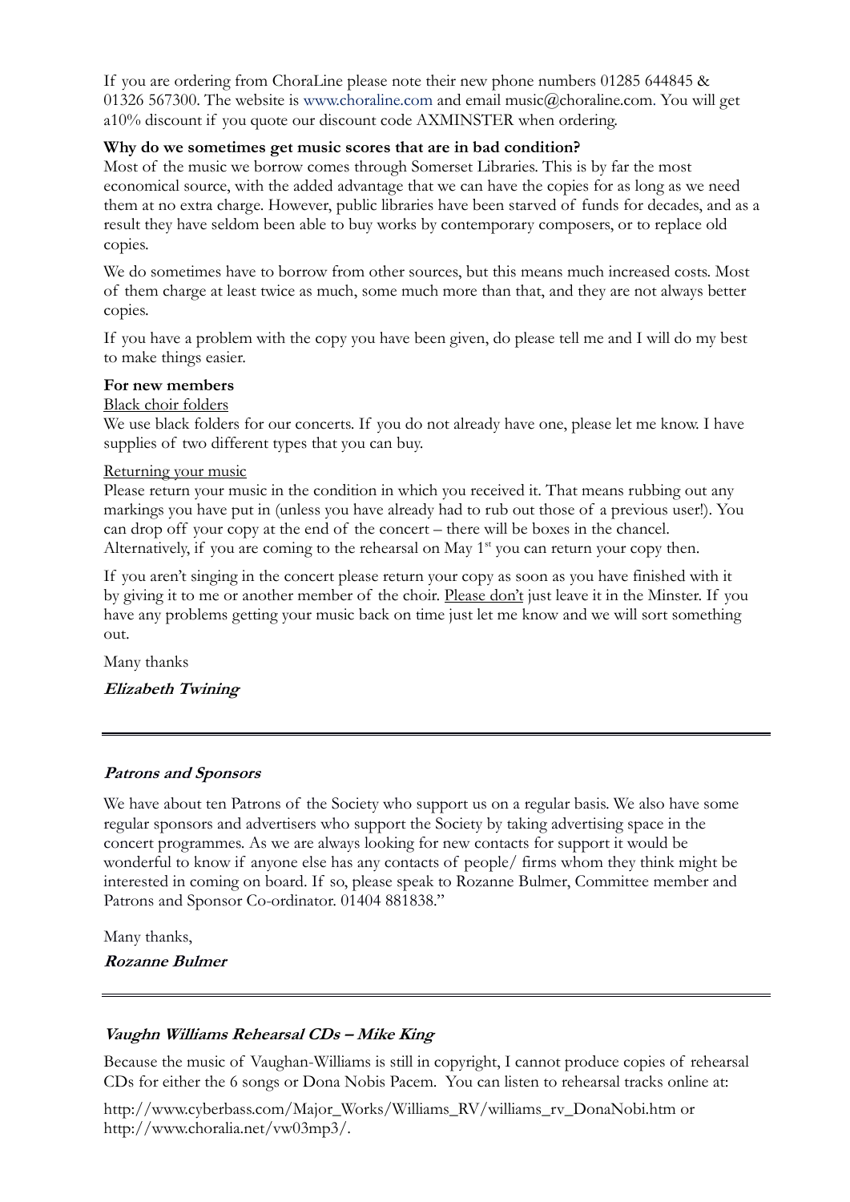If you are ordering from ChoraLine please note their new phone numbers 01285 644845 & 01326 567300. The website is www.choraline.com and email music@choraline.com. You will get a10% discount if you quote our discount code AXMINSTER when ordering.

**Why do we sometimes get music scores that are in bad condition?**

Most of the music we borrow comes through Somerset Libraries. This is by far the most economical source, with the added advantage that we can have the copies for as long as we need them at no extra charge. However, public libraries have been starved of funds for decades, and as a result they have seldom been able to buy works by contemporary composers, or to replace old copies.

We do sometimes have to borrow from other sources, but this means much increased costs. Most of them charge at least twice as much, some much more than that, and they are not always better copies.

If you have a problem with the copy you have been given, do please tell me and I will do my best to make things easier.

**For new members**

<u>Black choir folders</u>

We use black folders for our concerts. If you do not already have one, please let me know. I have supplies of two different types that you can buy.

<u>Returning your music</u>

Please return your music in the condition in which you received it. That means rubbing out any markings you have put in (unless you have already had to rub out those of a previous user!). You can drop off your copy at the end of the concert – there will be boxes in the chancel. Alternatively, if you are coming to the rehearsal on May 1st you can return your copy then.

If you aren't singing in the concert please return your copy as soon as you have finished with it by giving it to me or another member of the choir. <u>Please don't</u> just leave it in the Minster. If you have any problems getting your music back on time just let me know and we will sort something out.

Many thanks

***Elizabeth Twining***

---

### ***Patrons and Sponsors***

We have about ten Patrons of the Society who support us on a regular basis. We also have some regular sponsors and advertisers who support the Society by taking advertising space in the concert programmes. As we are always looking for new contacts for support it would be wonderful to know if anyone else has any contacts of people/ firms whom they think might be interested in coming on board. If so, please speak to Rozanne Bulmer, Committee member and Patrons and Sponsor Co-ordinator. 01404 881838."

Many thanks,

***Rozanne Bulmer***

---

### ***Vaughn Williams Rehearsal CDs – Mike King***

Because the music of Vaughan-Williams is still in copyright, I cannot produce copies of rehearsal CDs for either the 6 songs or Dona Nobis Pacem. You can listen to rehearsal tracks online at:

http://www.cyberbass.com/Major_Works/Williams_RV/williams_rv_DonaNobi.htm or http://www.choralia.net/vw03mp3/.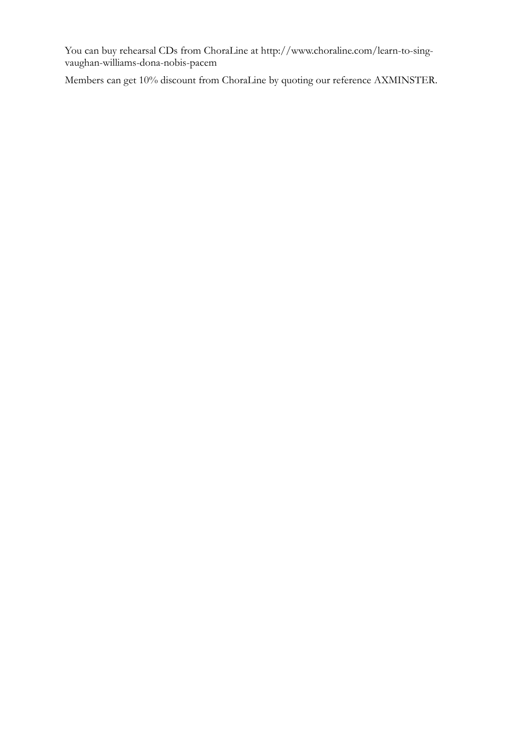You can buy rehearsal CDs from ChoraLine at http://www.choraline.com/learn-to-sing-vaughan-williams-dona-nobis-pacem

Members can get 10% discount from ChoraLine by quoting our reference AXMINSTER.